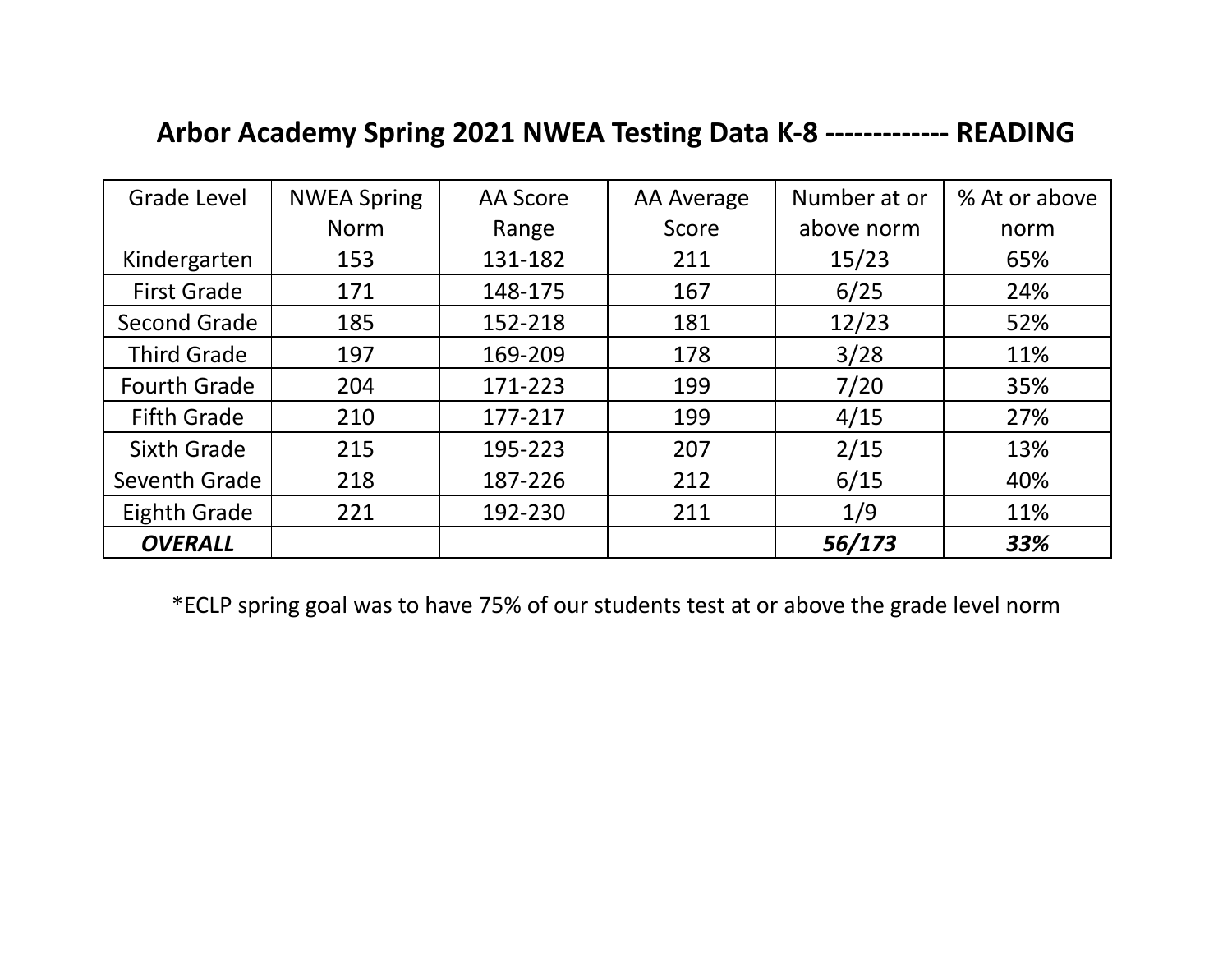# Arbor Academy Spring 2021 NWEA Testing Data K-8 ------------- READING

| Grade Level | NWEA Spring Norm | AA Score Range | AA Average Score | Number at or above norm | % At or above norm |
|---|---|---|---|---|---|
| Kindergarten | 153 | 131-182 | 211 | 15/23 | 65% |
| First Grade | 171 | 148-175 | 167 | 6/25 | 24% |
| Second Grade | 185 | 152-218 | 181 | 12/23 | 52% |
| Third Grade | 197 | 169-209 | 178 | 3/28 | 11% |
| Fourth Grade | 204 | 171-223 | 199 | 7/20 | 35% |
| Fifth Grade | 210 | 177-217 | 199 | 4/15 | 27% |
| Sixth Grade | 215 | 195-223 | 207 | 2/15 | 13% |
| Seventh Grade | 218 | 187-226 | 212 | 6/15 | 40% |
| Eighth Grade | 221 | 192-230 | 211 | 1/9 | 11% |
| ***OVERALL*** | | | | ***56/173*** | ***33%*** |

*ECLP spring goal was to have 75% of our students test at or above the grade level norm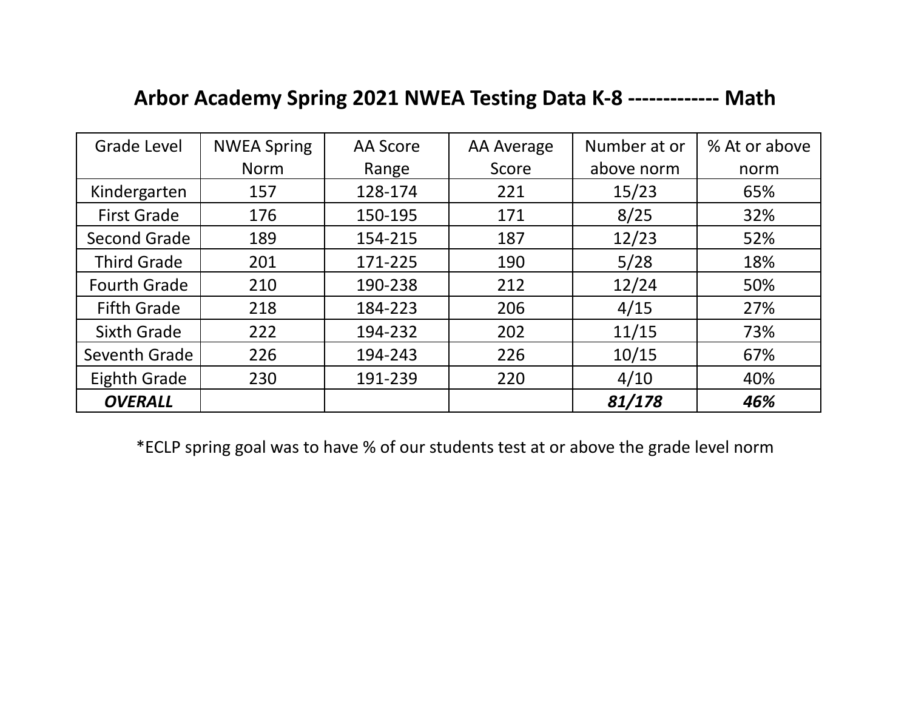# Arbor Academy Spring 2021 NWEA Testing Data K-8 ------------- Math

| Grade Level | NWEA Spring Norm | AA Score Range | AA Average Score | Number at or above norm | % At or above norm |
|---|---|---|---|---|---|
| Kindergarten | 157 | 128-174 | 221 | 15/23 | 65% |
| First Grade | 176 | 150-195 | 171 | 8/25 | 32% |
| Second Grade | 189 | 154-215 | 187 | 12/23 | 52% |
| Third Grade | 201 | 171-225 | 190 | 5/28 | 18% |
| Fourth Grade | 210 | 190-238 | 212 | 12/24 | 50% |
| Fifth Grade | 218 | 184-223 | 206 | 4/15 | 27% |
| Sixth Grade | 222 | 194-232 | 202 | 11/15 | 73% |
| Seventh Grade | 226 | 194-243 | 226 | 10/15 | 67% |
| Eighth Grade | 230 | 191-239 | 220 | 4/10 | 40% |
| ***OVERALL*** | | | | ***81/178*** | ***46%*** |

*ECLP spring goal was to have % of our students test at or above the grade level norm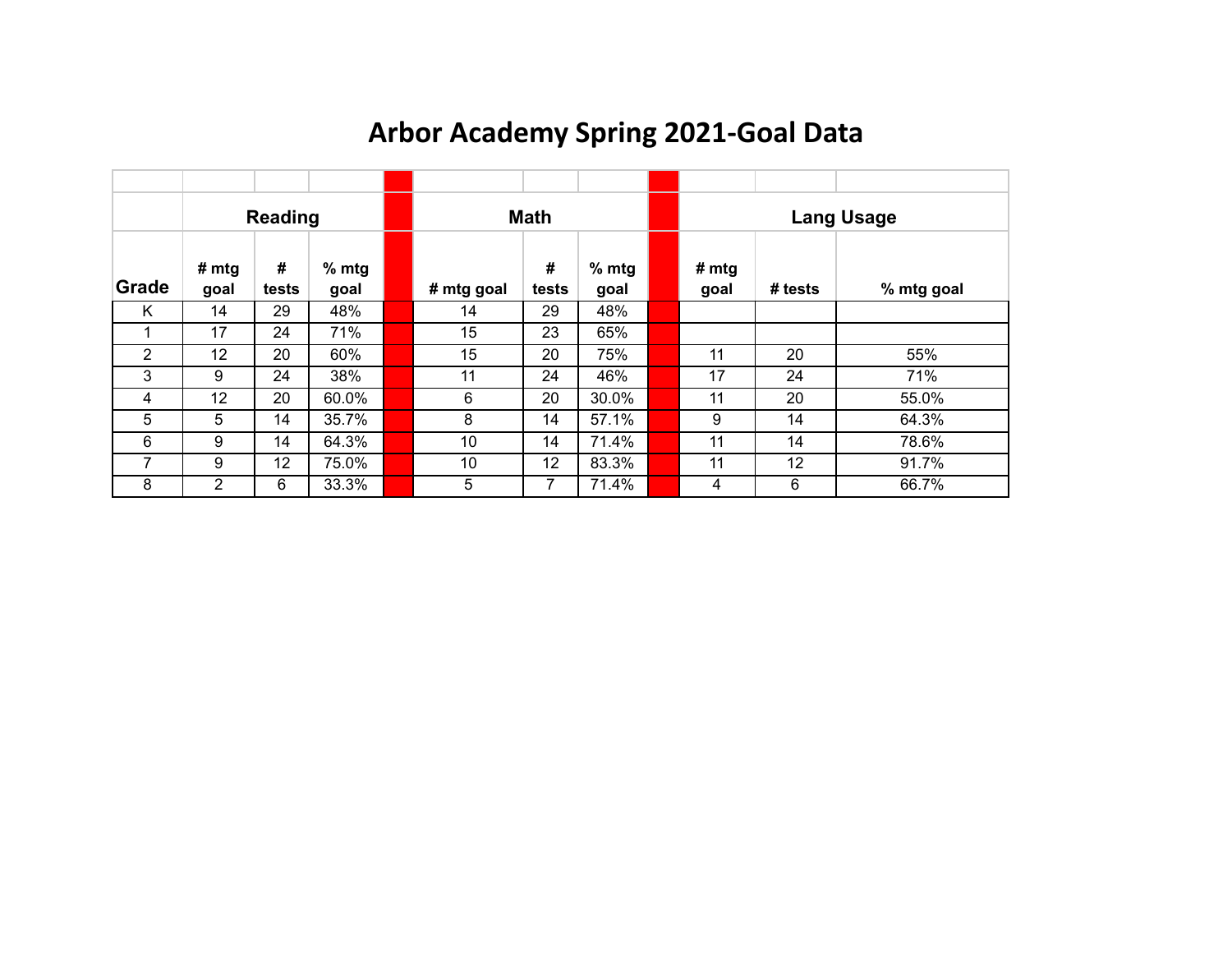# Arbor Academy Spring 2021-Goal Data

| | Reading | | | | Math | | | | Lang Usage | | |
|---|---|---|---|---|---|---|---|---|---|---|---|
| Grade | # mtg goal | # tests | % mtg goal | | # mtg goal | # tests | % mtg goal | | # mtg goal | # tests | % mtg goal |
| K | 14 | 29 | 48% | | 14 | 29 | 48% | | | | |
| 1 | 17 | 24 | 71% | | 15 | 23 | 65% | | | | |
| 2 | 12 | 20 | 60% | | 15 | 20 | 75% | | 11 | 20 | 55% |
| 3 | 9 | 24 | 38% | | 11 | 24 | 46% | | 17 | 24 | 71% |
| 4 | 12 | 20 | 60.0% | | 6 | 20 | 30.0% | | 11 | 20 | 55.0% |
| 5 | 5 | 14 | 35.7% | | 8 | 14 | 57.1% | | 9 | 14 | 64.3% |
| 6 | 9 | 14 | 64.3% | | 10 | 14 | 71.4% | | 11 | 14 | 78.6% |
| 7 | 9 | 12 | 75.0% | | 10 | 12 | 83.3% | | 11 | 12 | 91.7% |
| 8 | 2 | 6 | 33.3% | | 5 | 7 | 71.4% | | 4 | 6 | 66.7% |